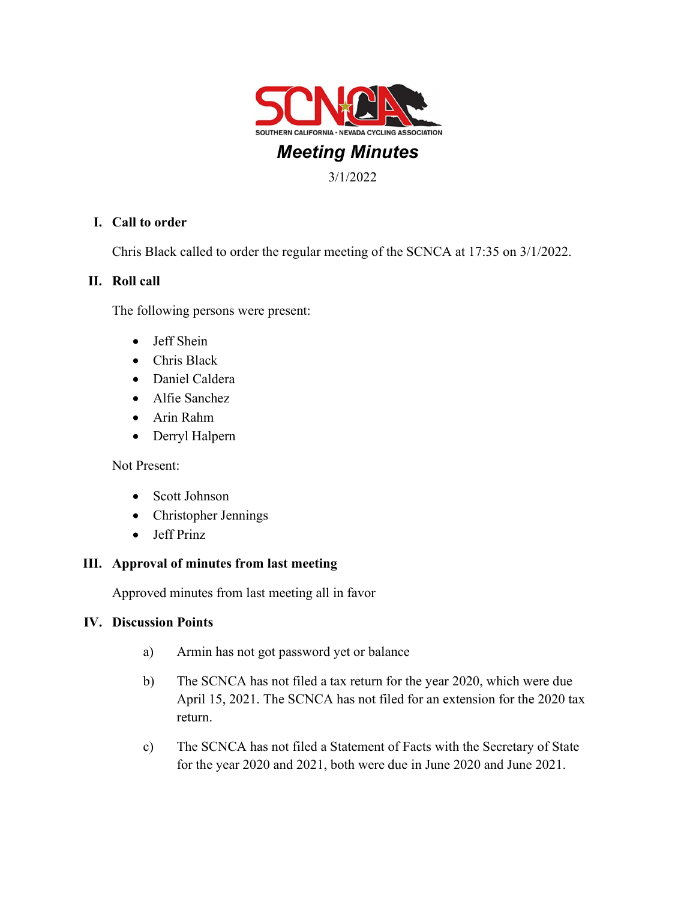SOUTHERN CALIFORNIA • NEVADA CYCLING ASSOCIATION

# *Meeting Minutes*

3/1/2022

## I. Call to order

Chris Black called to order the regular meeting of the SCNCA at 17:35 on 3/1/2022.

## II. Roll call

The following persons were present:

- Jeff Shein
- Chris Black
- Daniel Caldera
- Alfie Sanchez
- Arin Rahm
- Derryl Halpern

Not Present:

- Scott Johnson
- Christopher Jennings
- Jeff Prinz

## III. Approval of minutes from last meeting

Approved minutes from last meeting all in favor

## IV. Discussion Points

a) Armin has not got password yet or balance

b) The SCNCA has not filed a tax return for the year 2020, which were due April 15, 2021. The SCNCA has not filed for an extension for the 2020 tax return.

c) The SCNCA has not filed a Statement of Facts with the Secretary of State for the year 2020 and 2021, both were due in June 2020 and June 2021.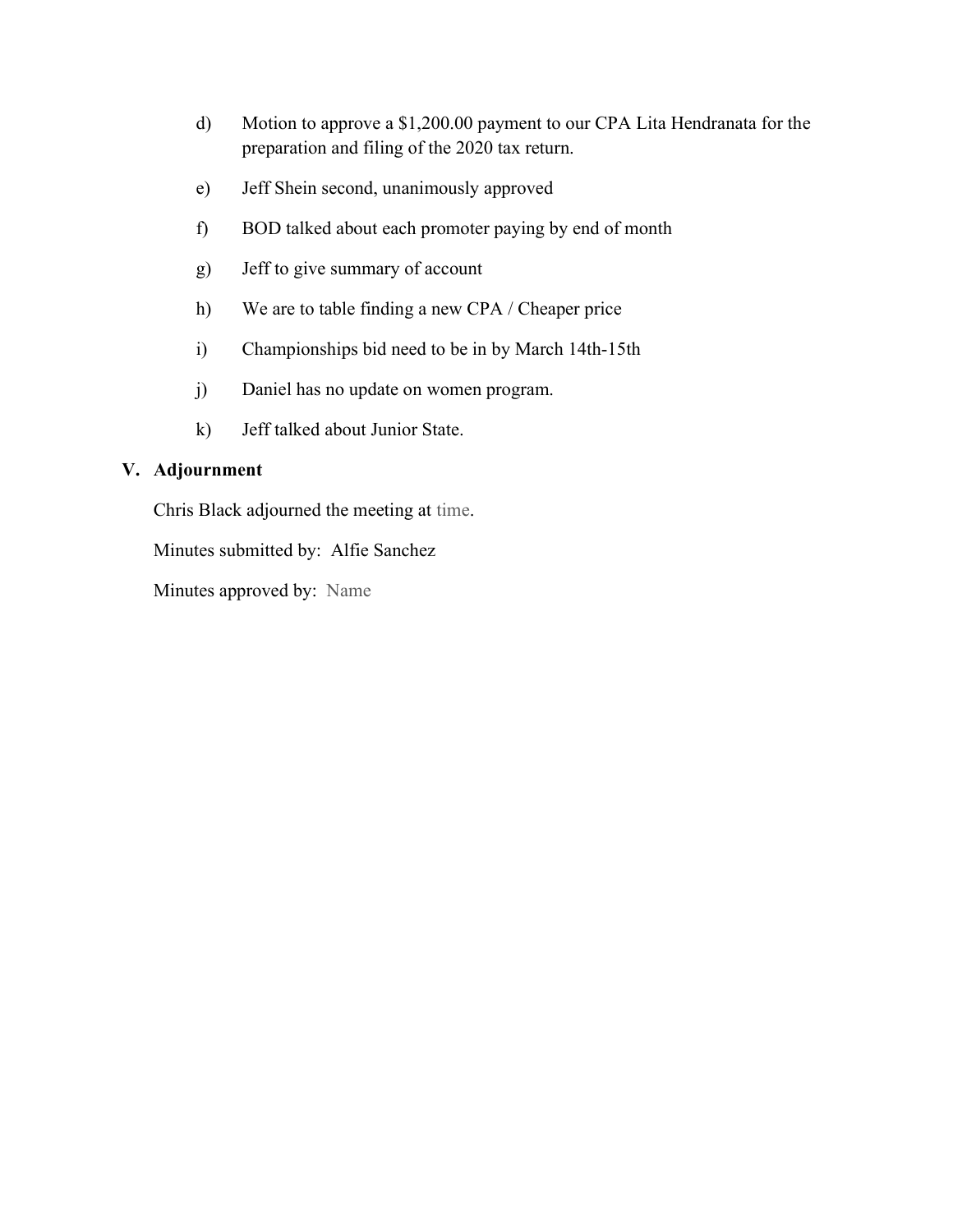d) Motion to approve a $1,200.00 payment to our CPA Lita Hendranata for the preparation and filing of the 2020 tax return.

e) Jeff Shein second, unanimously approved

f) BOD talked about each promoter paying by end of month

g) Jeff to give summary of account

h) We are to table finding a new CPA / Cheaper price

i) Championships bid need to be in by March 14th-15th

j) Daniel has no update on women program.

k) Jeff talked about Junior State.

## V. Adjournment

Chris Black adjourned the meeting at time.

Minutes submitted by: Alfie Sanchez

Minutes approved by: Name